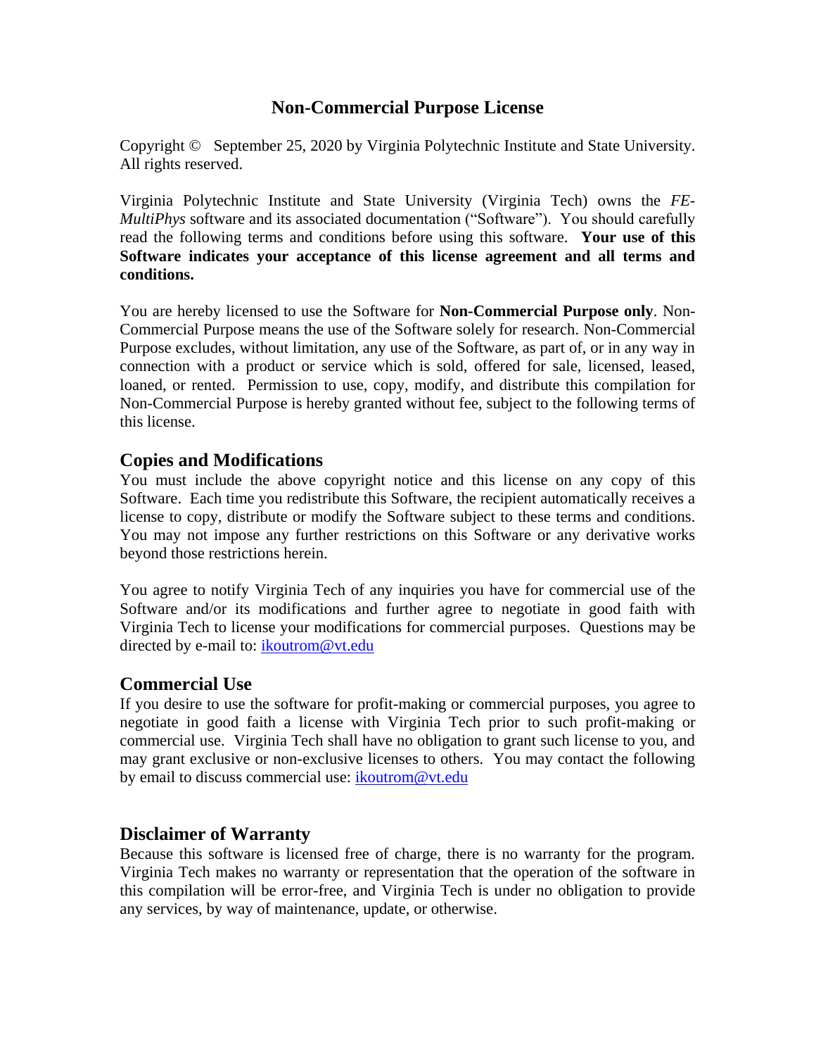# Non-Commercial Purpose License

Copyright © September 25, 2020 by Virginia Polytechnic Institute and State University. All rights reserved.

Virginia Polytechnic Institute and State University (Virginia Tech) owns the *FE-MultiPhys* software and its associated documentation ("Software"). You should carefully read the following terms and conditions before using this software. **Your use of this Software indicates your acceptance of this license agreement and all terms and conditions.**

You are hereby licensed to use the Software for **Non-Commercial Purpose only**. Non-Commercial Purpose means the use of the Software solely for research. Non-Commercial Purpose excludes, without limitation, any use of the Software, as part of, or in any way in connection with a product or service which is sold, offered for sale, licensed, leased, loaned, or rented. Permission to use, copy, modify, and distribute this compilation for Non-Commercial Purpose is hereby granted without fee, subject to the following terms of this license.

## Copies and Modifications

You must include the above copyright notice and this license on any copy of this Software. Each time you redistribute this Software, the recipient automatically receives a license to copy, distribute or modify the Software subject to these terms and conditions. You may not impose any further restrictions on this Software or any derivative works beyond those restrictions herein.

You agree to notify Virginia Tech of any inquiries you have for commercial use of the Software and/or its modifications and further agree to negotiate in good faith with Virginia Tech to license your modifications for commercial purposes. Questions may be directed by e-mail to: ikoutrom@vt.edu

## Commercial Use

If you desire to use the software for profit-making or commercial purposes, you agree to negotiate in good faith a license with Virginia Tech prior to such profit-making or commercial use. Virginia Tech shall have no obligation to grant such license to you, and may grant exclusive or non-exclusive licenses to others. You may contact the following by email to discuss commercial use: ikoutrom@vt.edu

## Disclaimer of Warranty

Because this software is licensed free of charge, there is no warranty for the program. Virginia Tech makes no warranty or representation that the operation of the software in this compilation will be error-free, and Virginia Tech is under no obligation to provide any services, by way of maintenance, update, or otherwise.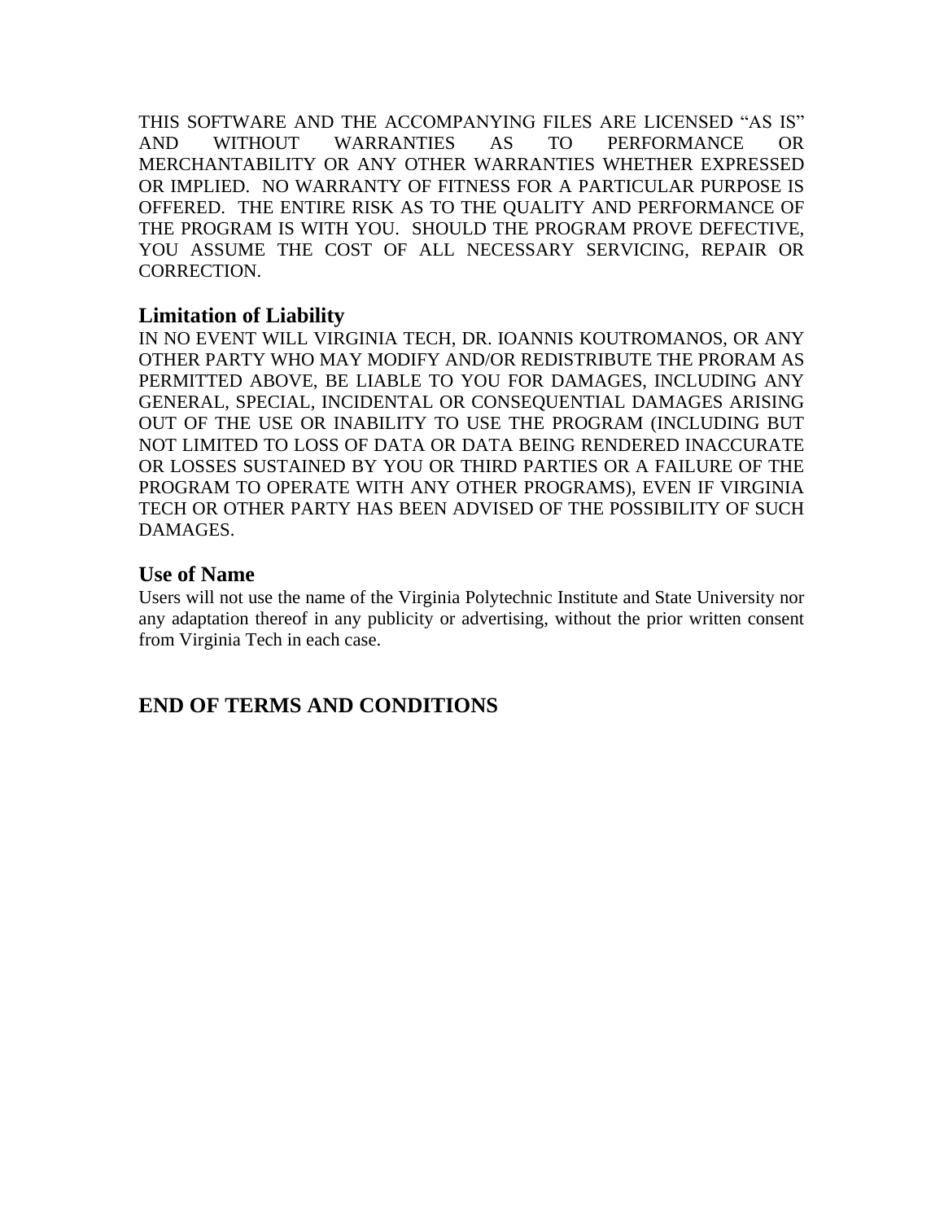THIS SOFTWARE AND THE ACCOMPANYING FILES ARE LICENSED "AS IS" AND WITHOUT WARRANTIES AS TO PERFORMANCE OR MERCHANTABILITY OR ANY OTHER WARRANTIES WHETHER EXPRESSED OR IMPLIED. NO WARRANTY OF FITNESS FOR A PARTICULAR PURPOSE IS OFFERED. THE ENTIRE RISK AS TO THE QUALITY AND PERFORMANCE OF THE PROGRAM IS WITH YOU. SHOULD THE PROGRAM PROVE DEFECTIVE, YOU ASSUME THE COST OF ALL NECESSARY SERVICING, REPAIR OR CORRECTION.

## Limitation of Liability

IN NO EVENT WILL VIRGINIA TECH, DR. IOANNIS KOUTROMANOS, OR ANY OTHER PARTY WHO MAY MODIFY AND/OR REDISTRIBUTE THE PRORAM AS PERMITTED ABOVE, BE LIABLE TO YOU FOR DAMAGES, INCLUDING ANY GENERAL, SPECIAL, INCIDENTAL OR CONSEQUENTIAL DAMAGES ARISING OUT OF THE USE OR INABILITY TO USE THE PROGRAM (INCLUDING BUT NOT LIMITED TO LOSS OF DATA OR DATA BEING RENDERED INACCURATE OR LOSSES SUSTAINED BY YOU OR THIRD PARTIES OR A FAILURE OF THE PROGRAM TO OPERATE WITH ANY OTHER PROGRAMS), EVEN IF VIRGINIA TECH OR OTHER PARTY HAS BEEN ADVISED OF THE POSSIBILITY OF SUCH DAMAGES.

## Use of Name

Users will not use the name of the Virginia Polytechnic Institute and State University nor any adaptation thereof in any publicity or advertising, without the prior written consent from Virginia Tech in each case.

## END OF TERMS AND CONDITIONS